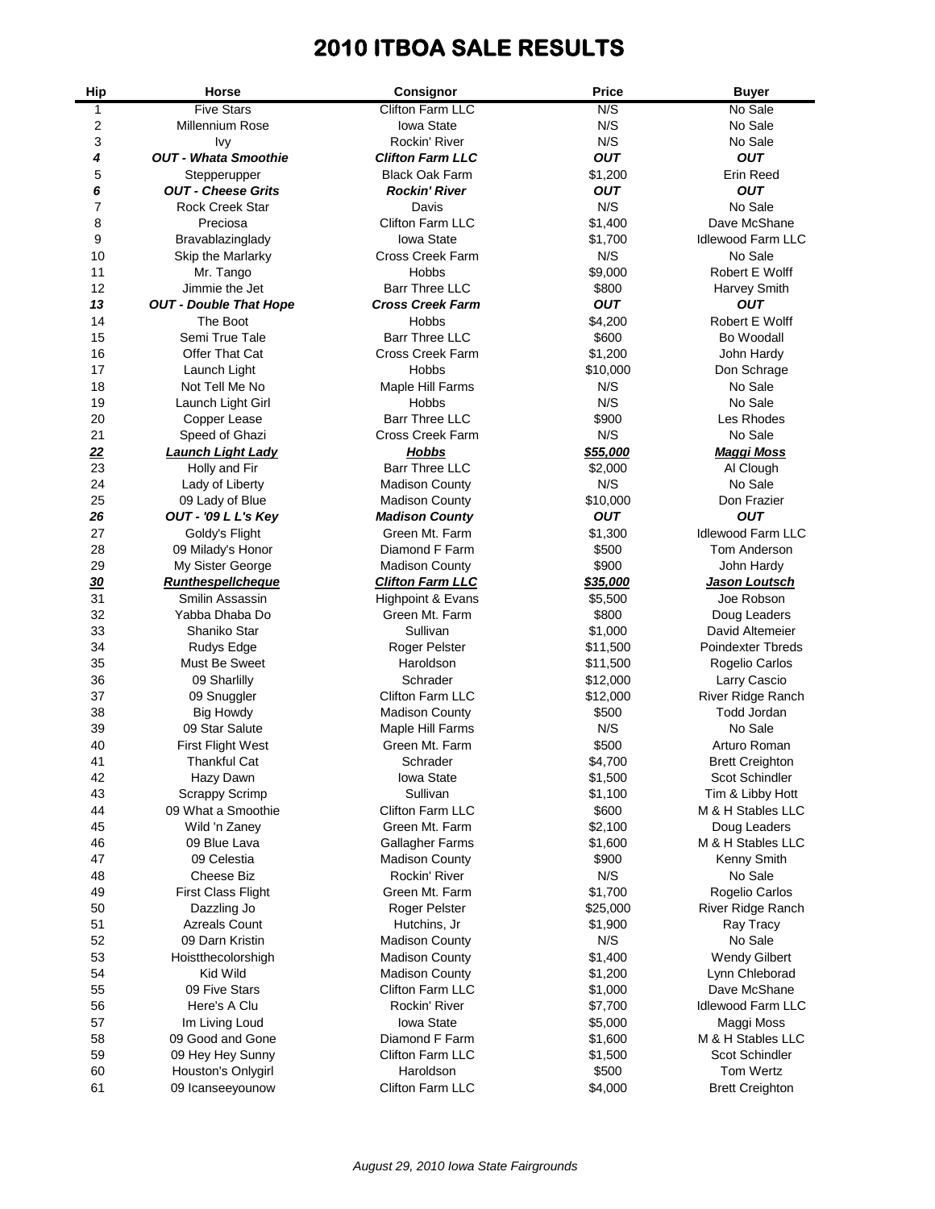# 2010 ITBOA SALE RESULTS

| Hip | Horse | Consignor | Price | Buyer |
|---|---|---|---|---|
| 1 | Five Stars | Clifton Farm LLC | N/S | No Sale |
| 2 | Millennium Rose | Iowa State | N/S | No Sale |
| 3 | Ivy | Rockin' River | N/S | No Sale |
| ***4*** | ***OUT - Whata Smoothie*** | ***Clifton Farm LLC*** | ***OUT*** | ***OUT*** |
| 5 | Stepperupper | Black Oak Farm | $1,200 | Erin Reed |
| ***6*** | ***OUT - Cheese Grits*** | ***Rockin' River*** | ***OUT*** | ***OUT*** |
| 7 | Rock Creek Star | Davis | N/S | No Sale |
| 8 | Preciosa | Clifton Farm LLC | $1,400 | Dave McShane |
| 9 | Bravablazinglady | Iowa State | $1,700 | Idlewood Farm LLC |
| 10 | Skip the Marlarky | Cross Creek Farm | N/S | No Sale |
| 11 | Mr. Tango | Hobbs | $9,000 | Robert E Wolff |
| 12 | Jimmie the Jet | Barr Three LLC | $800 | Harvey Smith |
| ***13*** | ***OUT - Double That Hope*** | ***Cross Creek Farm*** | ***OUT*** | ***OUT*** |
| 14 | The Boot | Hobbs | $4,200 | Robert E Wolff |
| 15 | Semi True Tale | Barr Three LLC | $600 | Bo Woodall |
| 16 | Offer That Cat | Cross Creek Farm | $1,200 | John Hardy |
| 17 | Launch Light | Hobbs | $10,000 | Don Schrage |
| 18 | Not Tell Me No | Maple Hill Farms | N/S | No Sale |
| 19 | Launch Light Girl | Hobbs | N/S | No Sale |
| 20 | Copper Lease | Barr Three LLC | $900 | Les Rhodes |
| 21 | Speed of Ghazi | Cross Creek Farm | N/S | No Sale |
| ***22*** | ***Launch Light Lady*** | ***Hobbs*** | ***$55,000*** | ***Maggi Moss*** |
| 23 | Holly and Fir | Barr Three LLC | $2,000 | Al Clough |
| 24 | Lady of Liberty | Madison County | N/S | No Sale |
| 25 | 09 Lady of Blue | Madison County | $10,000 | Don Frazier |
| ***26*** | ***OUT - '09 L L's Key*** | ***Madison County*** | ***OUT*** | ***OUT*** |
| 27 | Goldy's Flight | Green Mt. Farm | $1,300 | Idlewood Farm LLC |
| 28 | 09 Milady's Honor | Diamond F Farm | $500 | Tom Anderson |
| 29 | My Sister George | Madison County | $900 | John Hardy |
| ***30*** | ***Runthespellcheque*** | ***Clifton Farm LLC*** | ***$35,000*** | ***Jason Loutsch*** |
| 31 | Smilin Assassin | Highpoint & Evans | $5,500 | Joe Robson |
| 32 | Yabba Dhaba Do | Green Mt. Farm | $800 | Doug Leaders |
| 33 | Shaniko Star | Sullivan | $1,000 | David Altemeier |
| 34 | Rudys Edge | Roger Pelster | $11,500 | Poindexter Tbreds |
| 35 | Must Be Sweet | Haroldson | $11,500 | Rogelio Carlos |
| 36 | 09 Sharlilly | Schrader | $12,000 | Larry Cascio |
| 37 | 09 Snuggler | Clifton Farm LLC | $12,000 | River Ridge Ranch |
| 38 | Big Howdy | Madison County | $500 | Todd Jordan |
| 39 | 09 Star Salute | Maple Hill Farms | N/S | No Sale |
| 40 | First Flight West | Green Mt. Farm | $500 | Arturo Roman |
| 41 | Thankful Cat | Schrader | $4,700 | Brett Creighton |
| 42 | Hazy Dawn | Iowa State | $1,500 | Scot Schindler |
| 43 | Scrappy Scrimp | Sullivan | $1,100 | Tim & Libby Hott |
| 44 | 09 What a Smoothie | Clifton Farm LLC | $600 | M & H Stables LLC |
| 45 | Wild 'n Zaney | Green Mt. Farm | $2,100 | Doug Leaders |
| 46 | 09 Blue Lava | Gallagher Farms | $1,600 | M & H Stables LLC |
| 47 | 09 Celestia | Madison County | $900 | Kenny Smith |
| 48 | Cheese Biz | Rockin' River | N/S | No Sale |
| 49 | First Class Flight | Green Mt. Farm | $1,700 | Rogelio Carlos |
| 50 | Dazzling Jo | Roger Pelster | $25,000 | River Ridge Ranch |
| 51 | Azreals Count | Hutchins, Jr | $1,900 | Ray Tracy |
| 52 | 09 Darn Kristin | Madison County | N/S | No Sale |
| 53 | Hoistthecolorshigh | Madison County | $1,400 | Wendy Gilbert |
| 54 | Kid Wild | Madison County | $1,200 | Lynn Chleborad |
| 55 | 09 Five Stars | Clifton Farm LLC | $1,000 | Dave McShane |
| 56 | Here's A Clu | Rockin' River | $7,700 | Idlewood Farm LLC |
| 57 | Im Living Loud | Iowa State | $5,000 | Maggi Moss |
| 58 | 09 Good and Gone | Diamond F Farm | $1,600 | M & H Stables LLC |
| 59 | 09 Hey Hey Sunny | Clifton Farm LLC | $1,500 | Scot Schindler |
| 60 | Houston's Onlygirl | Haroldson | $500 | Tom Wertz |
| 61 | 09 Icanseeyounow | Clifton Farm LLC | $4,000 | Brett Creighton |

*August 29, 2010 Iowa State Fairgrounds*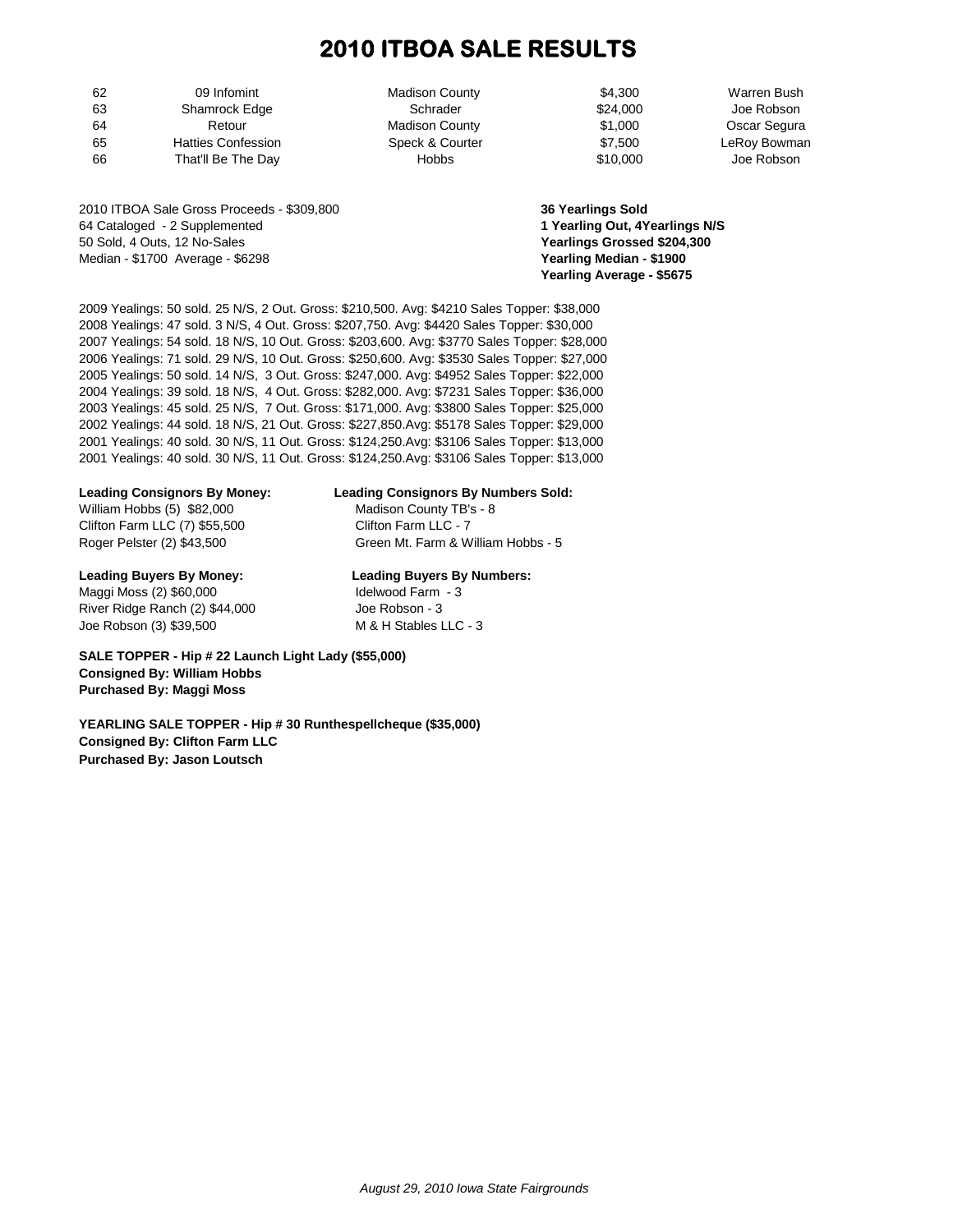# 2010 ITBOA SALE RESULTS

| | | | | |
|---|---|---|---|---|
| 62 | 09 Infomint | Madison County | $4,300 | Warren Bush |
| 63 | Shamrock Edge | Schrader | $24,000 | Joe Robson |
| 64 | Retour | Madison County | $1,000 | Oscar Segura |
| 65 | Hatties Confession | Speck & Courter | $7,500 | LeRoy Bowman |
| 66 | That'll Be The Day | Hobbs | $10,000 | Joe Robson |

2010 ITBOA Sale Gross Proceeds - $309,800
64 Cataloged - 2 Supplemented
50 Sold, 4 Outs, 12 No-Sales
Median - $1700 Average - $6298

**36 Yearlings Sold**
**1 Yearling Out, 4Yearlings N/S**
**Yearlings Grossed $204,300**
**Yearling Median - $1900**
**Yearling Average - $5675**

2009 Yealings: 50 sold. 25 N/S, 2 Out. Gross: $210,500. Avg: $4210 Sales Topper: $38,000
2008 Yealings: 47 sold. 3 N/S, 4 Out. Gross: $207,750. Avg: $4420 Sales Topper: $30,000
2007 Yealings: 54 sold. 18 N/S, 10 Out. Gross: $203,600. Avg: $3770 Sales Topper: $28,000
2006 Yealings: 71 sold. 29 N/S, 10 Out. Gross: $250,600. Avg: $3530 Sales Topper: $27,000
2005 Yealings: 50 sold. 14 N/S, 3 Out. Gross: $247,000. Avg: $4952 Sales Topper: $22,000
2004 Yealings: 39 sold. 18 N/S, 4 Out. Gross: $282,000. Avg: $7231 Sales Topper: $36,000
2003 Yealings: 45 sold. 25 N/S, 7 Out. Gross: $171,000. Avg: $3800 Sales Topper: $25,000
2002 Yealings: 44 sold. 18 N/S, 21 Out. Gross: $227,850.Avg: $5178 Sales Topper: $29,000
2001 Yealings: 40 sold. 30 N/S, 11 Out. Gross: $124,250.Avg: $3106 Sales Topper: $13,000
2001 Yealings: 40 sold. 30 N/S, 11 Out. Gross: $124,250.Avg: $3106 Sales Topper: $13,000

**Leading Consignors By Money:**
William Hobbs (5) $82,000
Clifton Farm LLC (7) $55,500
Roger Pelster (2) $43,500

**Leading Consignors By Numbers Sold:**
Madison County TB's - 8
Clifton Farm LLC - 7
Green Mt. Farm & William Hobbs - 5

**Leading Buyers By Money:**
Maggi Moss (2) $60,000
River Ridge Ranch (2) $44,000
Joe Robson (3) $39,500

**Leading Buyers By Numbers:**
Idelwood Farm - 3
Joe Robson - 3
M & H Stables LLC - 3

**SALE TOPPER - Hip # 22 Launch Light Lady ($55,000)**
**Consigned By: William Hobbs**
**Purchased By: Maggi Moss**

**YEARLING SALE TOPPER - Hip # 30 Runthespellcheque ($35,000)**
**Consigned By: Clifton Farm LLC**
**Purchased By: Jason Loutsch**

*August 29, 2010 Iowa State Fairgrounds*